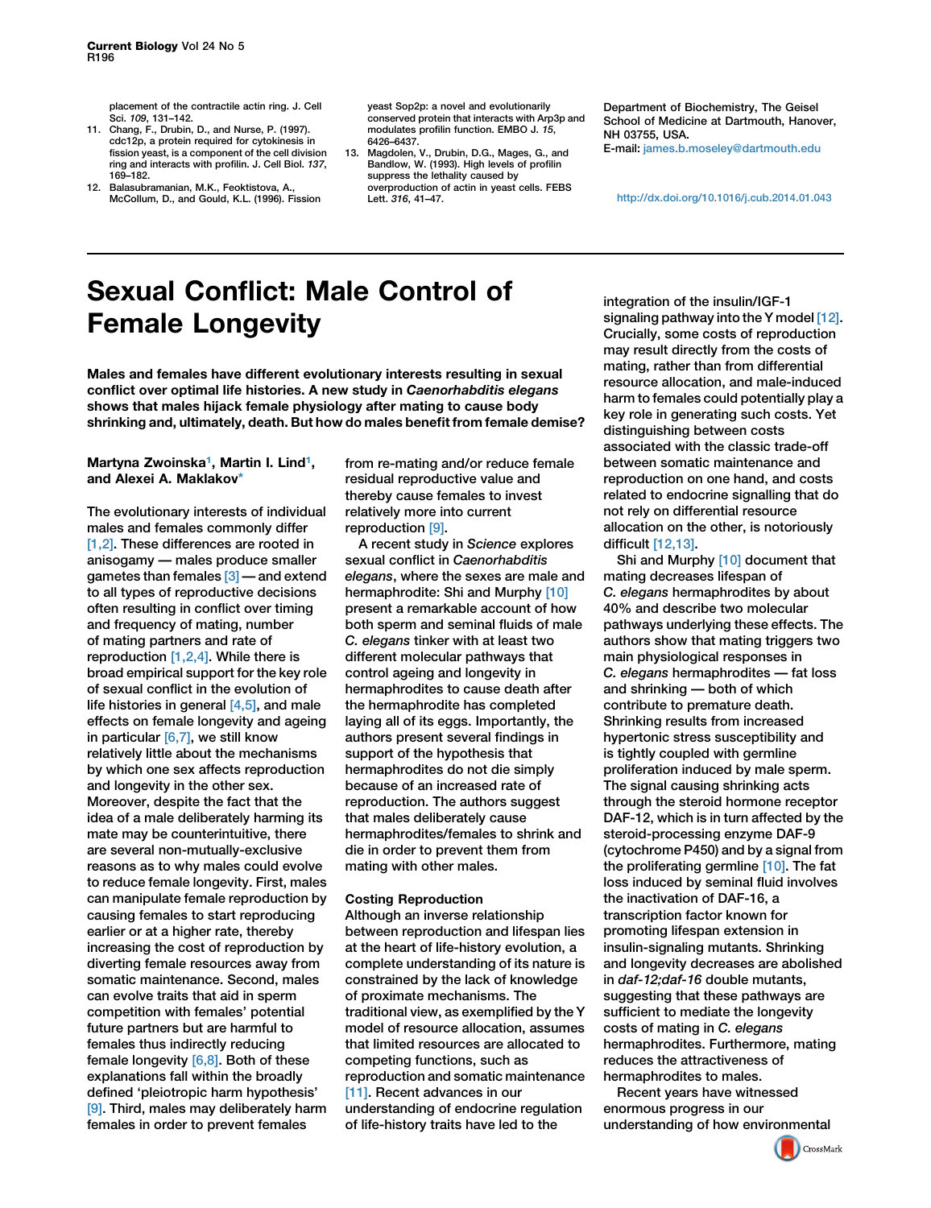placement of the contractile actin ring. J. Cell Sci. *109*, 131–142.

11. Chang, F., Drubin, D., and Nurse, P. (1997). cdc12p, a protein required for cytokinesis in fission yeast, is a component of the cell division ring and interacts with profilin. J. Cell Biol. *137*, 169–182.
12. Balasubramanian, M.K., Feoktistova, A., McCollum, D., and Gould, K.L. (1996). Fission yeast Sop2p: a novel and evolutionarily conserved protein that interacts with Arp3p and modulates profilin function. EMBO J. *15*, 6426–6437.
13. Magdolen, V., Drubin, D.G., Mages, G., and Bandlow, W. (1993). High levels of profilin suppress the lethality caused by overproduction of actin in yeast cells. FEBS Lett. *316*, 41–47.

Department of Biochemistry, The Geisel School of Medicine at Dartmouth, Hanover, NH 03755, USA.
E-mail: james.b.moseley@dartmouth.edu

http://dx.doi.org/10.1016/j.cub.2014.01.043

# Sexual Conflict: Male Control of Female Longevity

**Males and females have different evolutionary interests resulting in sexual conflict over optimal life histories. A new study in *Caenorhabditis elegans* shows that males hijack female physiology after mating to cause body shrinking and, ultimately, death. But how do males benefit from female demise?**

**Martyna Zwoinska[1], Martin I. Lind[1], and Alexei A. Maklakov***

The evolutionary interests of individual males and females commonly differ [1,2]. These differences are rooted in anisogamy — males produce smaller gametes than females [3] — and extend to all types of reproductive decisions often resulting in conflict over timing and frequency of mating, number of mating partners and rate of reproduction [1,2,4]. While there is broad empirical support for the key role of sexual conflict in the evolution of life histories in general [4,5], and male effects on female longevity and ageing in particular [6,7], we still know relatively little about the mechanisms by which one sex affects reproduction and longevity in the other sex. Moreover, despite the fact that the idea of a male deliberately harming its mate may be counterintuitive, there are several non-mutually-exclusive reasons as to why males could evolve to reduce female longevity. First, males can manipulate female reproduction by causing females to start reproducing earlier or at a higher rate, thereby increasing the cost of reproduction by diverting female resources away from somatic maintenance. Second, males can evolve traits that aid in sperm competition with females' potential future partners but are harmful to females thus indirectly reducing female longevity [6,8]. Both of these explanations fall within the broadly defined 'pleiotropic harm hypothesis' [9]. Third, males may deliberately harm females in order to prevent females from re-mating and/or reduce female residual reproductive value and thereby cause females to invest relatively more into current reproduction [9].

A recent study in *Science* explores sexual conflict in *Caenorhabditis elegans*, where the sexes are male and hermaphrodite: Shi and Murphy [10] present a remarkable account of how both sperm and seminal fluids of male *C. elegans* tinker with at least two different molecular pathways that control ageing and longevity in hermaphrodites to cause death after the hermaphrodite has completed laying all of its eggs. Importantly, the authors present several findings in support of the hypothesis that hermaphrodites do not die simply because of an increased rate of reproduction. The authors suggest that males deliberately cause hermaphrodites/females to shrink and die in order to prevent them from mating with other males.

## Costing Reproduction

Although an inverse relationship between reproduction and lifespan lies at the heart of life-history evolution, a complete understanding of its nature is constrained by the lack of knowledge of proximate mechanisms. The traditional view, as exemplified by the Y model of resource allocation, assumes that limited resources are allocated to competing functions, such as reproduction and somatic maintenance [11]. Recent advances in our understanding of endocrine regulation of life-history traits have led to the integration of the insulin/IGF-1 signaling pathway into the Y model [12]. Crucially, some costs of reproduction may result directly from the costs of mating, rather than from differential resource allocation, and male-induced harm to females could potentially play a key role in generating such costs. Yet distinguishing between costs associated with the classic trade-off between somatic maintenance and reproduction on one hand, and costs related to endocrine signalling that do not rely on differential resource allocation on the other, is notoriously difficult [12,13].

Shi and Murphy [10] document that mating decreases lifespan of *C. elegans* hermaphrodites by about 40% and describe two molecular pathways underlying these effects. The authors show that mating triggers two main physiological responses in *C. elegans* hermaphrodites — fat loss and shrinking — both of which contribute to premature death. Shrinking results from increased hypertonic stress susceptibility and is tightly coupled with germline proliferation induced by male sperm. The signal causing shrinking acts through the steroid hormone receptor DAF-12, which is in turn affected by the steroid-processing enzyme DAF-9 (cytochrome P450) and by a signal from the proliferating germline [10]. The fat loss induced by seminal fluid involves the inactivation of DAF-16, a transcription factor known for promoting lifespan extension in insulin-signaling mutants. Shrinking and longevity decreases are abolished in *daf-12;daf-16* double mutants, suggesting that these pathways are sufficient to mediate the longevity costs of mating in *C. elegans* hermaphrodites. Furthermore, mating reduces the attractiveness of hermaphrodites to males.

Recent years have witnessed enormous progress in our understanding of how environmental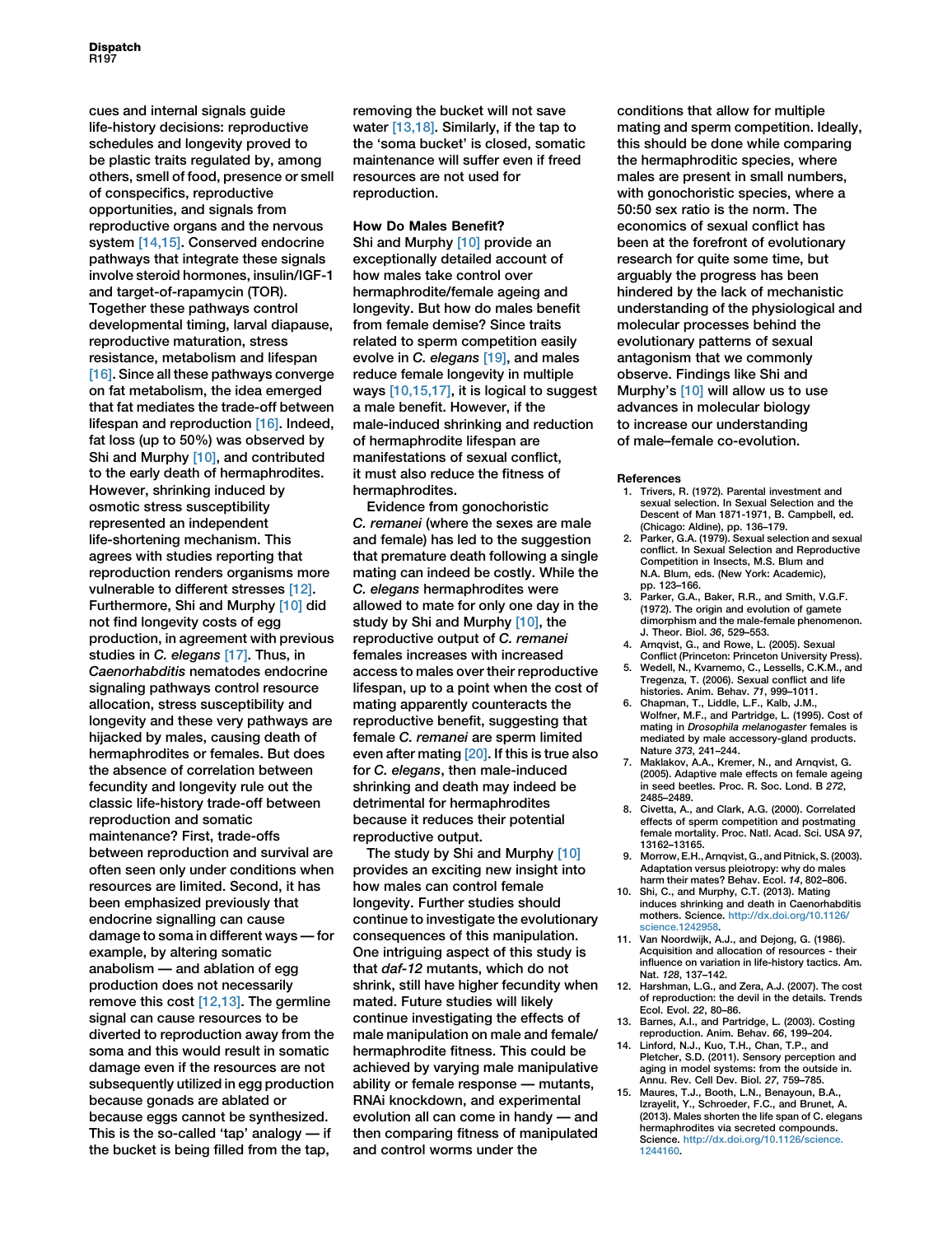cues and internal signals guide life-history decisions: reproductive schedules and longevity proved to be plastic traits regulated by, among others, smell of food, presence or smell of conspecifics, reproductive opportunities, and signals from reproductive organs and the nervous system [14,15]. Conserved endocrine pathways that integrate these signals involve steroid hormones, insulin/IGF-1 and target-of-rapamycin (TOR). Together these pathways control developmental timing, larval diapause, reproductive maturation, stress resistance, metabolism and lifespan [16]. Since all these pathways converge on fat metabolism, the idea emerged that fat mediates the trade-off between lifespan and reproduction [16]. Indeed, fat loss (up to 50%) was observed by Shi and Murphy [10], and contributed to the early death of hermaphrodites. However, shrinking induced by osmotic stress susceptibility represented an independent life-shortening mechanism. This agrees with studies reporting that reproduction renders organisms more vulnerable to different stresses [12]. Furthermore, Shi and Murphy [10] did not find longevity costs of egg production, in agreement with previous studies in *C. elegans* [17]. Thus, in *Caenorhabditis* nematodes endocrine signalling pathways control resource allocation, stress susceptibility and longevity and these very pathways are hijacked by males, causing death of hermaphrodites or females. But does the absence of correlation between fecundity and longevity rule out the classic life-history trade-off between reproduction and somatic maintenance? First, trade-offs between reproduction and survival are often seen only under conditions when resources are limited. Second, it has been emphasized previously that endocrine signalling can cause damage to soma in different ways — for example, by altering somatic anabolism — and ablation of egg production does not necessarily remove this cost [12,13]. The germline signal can cause resources to be diverted to reproduction away from the soma and this would result in somatic damage even if the resources are not subsequently utilized in egg production because gonads are ablated or because eggs cannot be synthesized. This is the so-called 'tap' analogy — if the bucket is being filled from the tap, removing the bucket will not save water [13,18]. Similarly, if the tap to the 'soma bucket' is closed, somatic maintenance will suffer even if freed resources are not used for reproduction.

## How Do Males Benefit?

Shi and Murphy [10] provide an exceptionally detailed account of how males take control over hermaphrodite/female ageing and longevity. But how do males benefit from female demise? Since traits related to sperm competition easily evolve in *C. elegans* [19], and males reduce female longevity in multiple ways [10,15,17], it is logical to suggest a male benefit. However, if the male-induced shrinking and reduction of hermaphrodite lifespan are manifestations of sexual conflict, it must also reduce the fitness of hermaphrodites.

Evidence from gonochoristic *C. remanei* (where the sexes are male and female) has led to the suggestion that premature death following a single mating can indeed be costly. While the *C. elegans* hermaphrodites were allowed to mate for only one day in the study by Shi and Murphy [10], the reproductive output of *C. remanei* females increases with increased access to males over their reproductive lifespan, up to a point when the cost of mating apparently counteracts the reproductive benefit, suggesting that female *C. remanei* are sperm limited even after mating [20]. If this is true also for *C. elegans*, then male-induced shrinking and death may indeed be detrimental for hermaphrodites because it reduces their potential reproductive output.

The study by Shi and Murphy [10] provides an exciting new insight into how males can control female longevity. Further studies should continue to investigate the evolutionary consequences of this manipulation. One intriguing aspect of this study is that *daf-12* mutants, which do not shrink, still have higher fecundity when mated. Future studies will likely continue investigating the effects of male manipulation on male and female/hermaphrodite fitness. This could be achieved by varying male manipulative ability or female response — mutants, RNAi knockdown, and experimental evolution all can come in handy — and then comparing fitness of manipulated and control worms under the conditions that allow for multiple mating and sperm competition. Ideally, this should be done while comparing the hermaphroditic species, where males are present in small numbers, with gonochoristic species, where a 50:50 sex ratio is the norm. The economics of sexual conflict has been at the forefront of evolutionary research for quite some time, but arguably the progress has been hindered by the lack of mechanistic understanding of the physiological and molecular processes behind the evolutionary patterns of sexual antagonism that we commonly observe. Findings like Shi and Murphy's [10] will allow us to use advances in molecular biology to increase our understanding of male–female co-evolution.

### References

1. Trivers, R. (1972). Parental investment and sexual selection. In Sexual Selection and the Descent of Man 1871-1971, B. Campbell, ed. (Chicago: Aldine), pp. 136–179.
2. Parker, G.A. (1979). Sexual selection and sexual conflict. In Sexual Selection and Reproductive Competition in Insects, M.S. Blum and N.A. Blum, eds. (New York: Academic), pp. 123–166.
3. Parker, G.A., Baker, R.R., and Smith, V.G.F. (1972). The origin and evolution of gamete dimorphism and the male-female phenomenon. J. Theor. Biol. *36*, 529–553.
4. Arnqvist, G., and Rowe, L. (2005). Sexual Conflict (Princeton: Princeton University Press).
5. Wedell, N., Kvarnemo, C., Lessells, C.K.M., and Tregenza, T. (2006). Sexual conflict and life histories. Anim. Behav. *71*, 999–1011.
6. Chapman, T., Liddle, L.F., Kalb, J.M., Wolfner, M.F., and Partridge, L. (1995). Cost of mating in *Drosophila melanogaster* females is mediated by male accessory-gland products. Nature *373*, 241–244.
7. Maklakov, A.A., Kremer, N., and Arnqvist, G. (2005). Adaptive male effects on female ageing in seed beetles. Proc. R. Soc. Lond. B *272*, 2485–2489.
8. Civetta, A., and Clark, A.G. (2000). Correlated effects of sperm competition and postmating female mortality. Proc. Natl. Acad. Sci. USA *97*, 13162–13165.
9. Morrow, E.H., Arnqvist, G., and Pitnick, S. (2003). Adaptation versus pleiotropy: why do males harm their mates? Behav. Ecol. *14*, 802–806.
10. Shi, C., and Murphy, C.T. (2013). Mating induces shrinking and death in Caenorhabditis mothers. Science. http://dx.doi.org/10.1126/science.1242958.
11. Van Noordwijk, A.J., and Dejong, G. (1986). Acquisition and allocation of resources - their influence on variation in life-history tactics. Am. Nat. *128*, 137–142.
12. Harshman, L.G., and Zera, A.J. (2007). The cost of reproduction: the devil in the details. Trends Ecol. Evol. *22*, 80–86.
13. Barnes, A.I., and Partridge, L. (2003). Costing reproduction. Anim. Behav. *66*, 199–204.
14. Linford, N.J., Kuo, T.H., Chan, T.P., and Pletcher, S.D. (2011). Sensory perception and aging in model systems: from the outside in. Annu. Rev. Cell Dev. Biol. *27*, 759–785.
15. Maures, T.J., Booth, L.N., Benayoun, B.A., Izrayelit, Y., Schroeder, F.C., and Brunet, A. (2013). Males shorten the life span of C. elegans hermaphrodites via secreted compounds. Science. http://dx.doi.org/10.1126/science.1244160.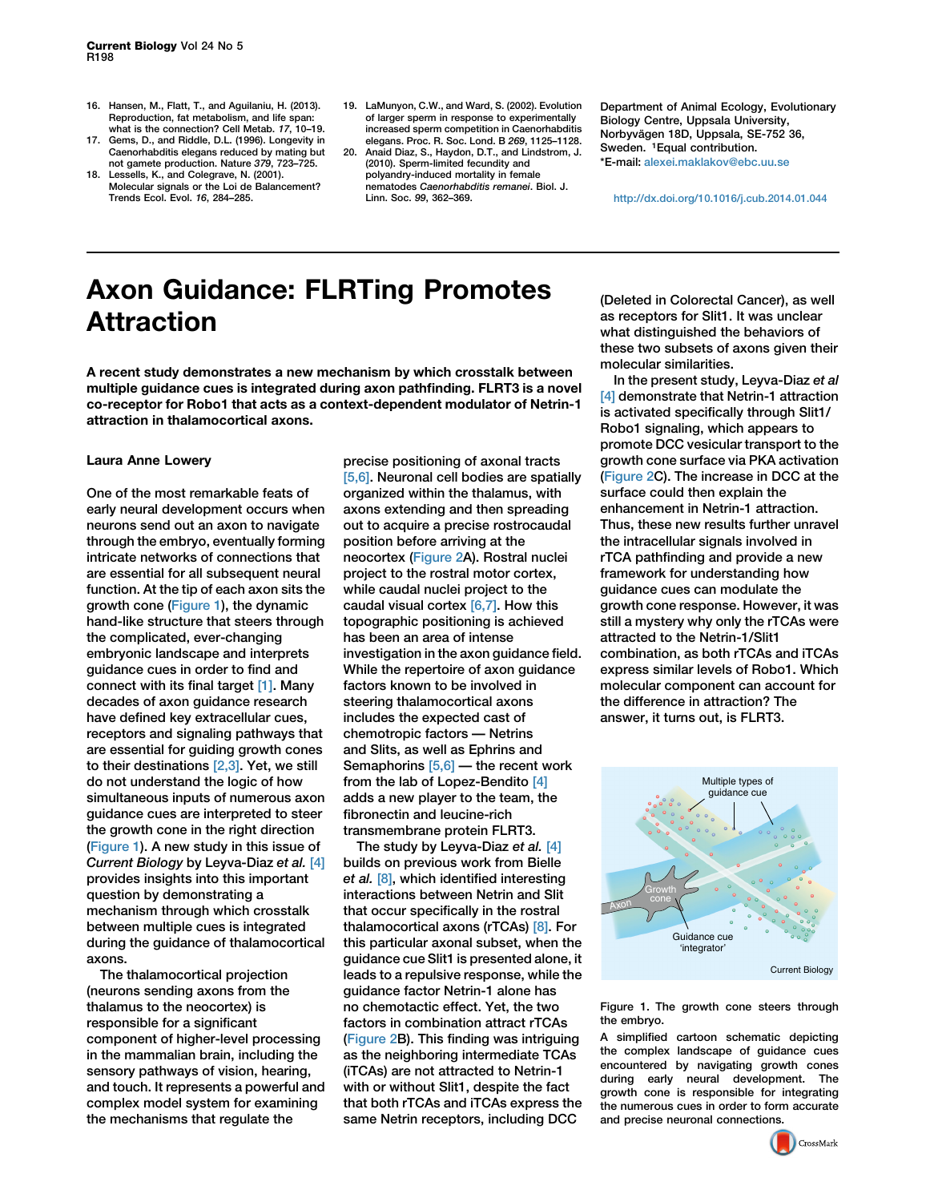16. Hansen, M., Flatt, T., and Aguilaniu, H. (2013). Reproduction, fat metabolism, and life span: what is the connection? Cell Metab. *17*, 10–19.
17. Gems, D., and Riddle, D.L. (1996). Longevity in Caenorhabditis elegans reduced by mating but not gamete production. Nature *379*, 723–725.
18. Lessells, K., and Colegrave, N. (2001). Molecular signals or the Loi de Balancement? Trends Ecol. Evol. *16*, 284–285.
19. LaMunyon, C.W., and Ward, S. (2002). Evolution of larger sperm in response to experimentally increased sperm competition in Caenorhabditis elegans. Proc. R. Soc. Lond. B *269*, 1125–1128.
20. Anaid Diaz, S., Haydon, D.T., and Lindstrom, J. (2010). Sperm-limited fecundity and polyandry-induced mortality in female nematodes *Caenorhabditis remanei*. Biol. J. Linn. Soc. *99*, 362–369.

Department of Animal Ecology, Evolutionary Biology Centre, Uppsala University, Norbyvägen 18D, Uppsala, SE-752 36, Sweden. [1]Equal contribution.
*E-mail: alexei.maklakov@ebc.uu.se

http://dx.doi.org/10.1016/j.cub.2014.01.044

# Axon Guidance: FLRTing Promotes Attraction

**A recent study demonstrates a new mechanism by which crosstalk between multiple guidance cues is integrated during axon pathfinding. FLRT3 is a novel co-receptor for Robo1 that acts as a context-dependent modulator of Netrin-1 attraction in thalamocortical axons.**

**Laura Anne Lowery**

One of the most remarkable feats of early neural development occurs when neurons send out an axon to navigate through the embryo, eventually forming intricate networks of connections that are essential for all subsequent neural function. At the tip of each axon sits the growth cone (Figure 1), the dynamic hand-like structure that steers through the complicated, ever-changing embryonic landscape and interprets guidance cues in order to find and connect with its final target [1]. Many decades of axon guidance research have defined key extracellular cues, receptors and signaling pathways that are essential for guiding growth cones to their destinations [2,3]. Yet, we still do not understand the logic of how simultaneous inputs of numerous axon guidance cues are interpreted to steer the growth cone in the right direction (Figure 1). A new study in this issue of *Current Biology* by Leyva-Diaz *et al.* [4] provides insights into this important question by demonstrating a mechanism through which crosstalk between multiple cues is integrated during the guidance of thalamocortical axons.

The thalamocortical projection (neurons sending axons from the thalamus to the neocortex) is responsible for a significant component of higher-level processing in the mammalian brain, including the sensory pathways of vision, hearing, and touch. It represents a powerful and complex model system for examining the mechanisms that regulate the precise positioning of axonal tracts [5,6]. Neuronal cell bodies are spatially organized within the thalamus, with axons extending and then spreading out to acquire a precise rostrocaudal position before arriving at the neocortex (Figure 2A). Rostral nuclei project to the rostral motor cortex, while caudal nuclei project to the caudal visual cortex [6,7]. How this topographic positioning is achieved has been an area of intense investigation in the axon guidance field. While the repertoire of axon guidance factors known to be involved in steering thalamocortical axons includes the expected cast of chemotropic factors — Netrins and Slits, as well as Ephrins and Semaphorins [5,6] — the recent work from the lab of Lopez-Bendito [4] adds a new player to the team, the fibronectin and leucine-rich transmembrane protein FLRT3.

The study by Leyva-Diaz *et al.* [4] builds on previous work from Bielle *et al.* [8], which identified interesting interactions between Netrin and Slit that occur specifically in the rostral thalamocortical axons (rTCAs) [8]. For this particular axonal subset, when the guidance cue Slit1 is presented alone, it leads to a repulsive response, while the guidance factor Netrin-1 alone has no chemotactic effect. Yet, the two factors in combination attract rTCAs (Figure 2B). This finding was intriguing as the neighboring intermediate TCAs (iTCAs) are not attracted to Netrin-1 with or without Slit1, despite the fact that both rTCAs and iTCAs express the same Netrin receptors, including DCC (Deleted in Colorectal Cancer), as well as receptors for Slit1. It was unclear what distinguished the behaviors of these two subsets of axons given their molecular similarities.

In the present study, Leyva-Diaz *et al* [4] demonstrate that Netrin-1 attraction is activated specifically through Slit1/Robo1 signaling, which appears to promote DCC vesicular transport to the growth cone surface via PKA activation (Figure 2C). The increase in DCC at the surface could then explain the enhancement in Netrin-1 attraction. Thus, these new results further unravel the intracellular signals involved in rTCA pathfinding and provide a new framework for understanding how guidance cues can modulate the growth cone response. However, it was still a mystery why only the rTCAs were attracted to the Netrin-1/Slit1 combination, as both rTCAs and iTCAs express similar levels of Robo1. Which molecular component can account for the difference in attraction? The answer, it turns out, is FLRT3.

Multiple types of guidance cue

Growth cone

Axon

Guidance cue 'integrator'

Current Biology

Figure 1. The growth cone steers through the embryo.

A simplified cartoon schematic depicting the complex landscape of guidance cues encountered by navigating growth cones during early neural development. The growth cone is responsible for integrating the numerous cues in order to form accurate and precise neuronal connections.